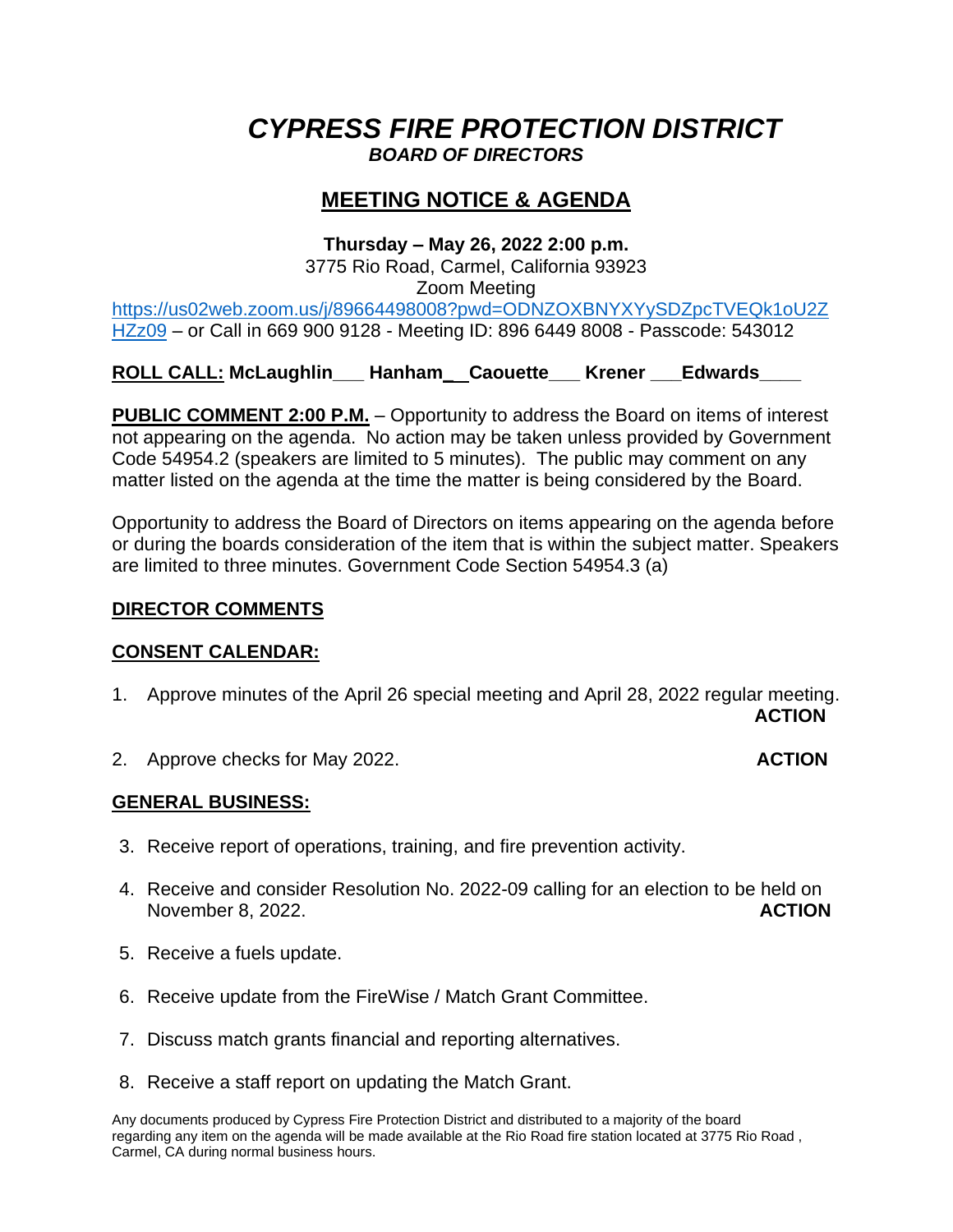# *CYPRESS FIRE PROTECTION DISTRICT*

### *BOARD OF DIRECTORS*

## MEETING NOTICE & AGENDA

**Thursday – May 26, 2022 2:00 p.m.**
3775 Rio Road, Carmel, California 93923
Zoom Meeting
https://us02web.zoom.us/j/89664498008?pwd=ODNZOXBNYXYySDZpcTVEQk1oU2ZHZz09 – or Call in 669 900 9128 - Meeting ID: 896 6449 8008 - Passcode: 543012

**ROLL CALL: McLaughlin___ Hanham__ Caouette___ Krener ___Edwards____**

**PUBLIC COMMENT 2:00 P.M.** – Opportunity to address the Board on items of interest not appearing on the agenda. No action may be taken unless provided by Government Code 54954.2 (speakers are limited to 5 minutes). The public may comment on any matter listed on the agenda at the time the matter is being considered by the Board.

Opportunity to address the Board of Directors on items appearing on the agenda before or during the boards consideration of the item that is within the subject matter. Speakers are limited to three minutes. Government Code Section 54954.3 (a)

**DIRECTOR COMMENTS**

**CONSENT CALENDAR:**

1. Approve minutes of the April 26 special meeting and April 28, 2022 regular meeting. **ACTION**

2. Approve checks for May 2022. **ACTION**

**GENERAL BUSINESS:**

3. Receive report of operations, training, and fire prevention activity.

4. Receive and consider Resolution No. 2022-09 calling for an election to be held on November 8, 2022. **ACTION**

5. Receive a fuels update.

6. Receive update from the FireWise / Match Grant Committee.

7. Discuss match grants financial and reporting alternatives.

8. Receive a staff report on updating the Match Grant.

Any documents produced by Cypress Fire Protection District and distributed to a majority of the board regarding any item on the agenda will be made available at the Rio Road fire station located at 3775 Rio Road , Carmel, CA during normal business hours.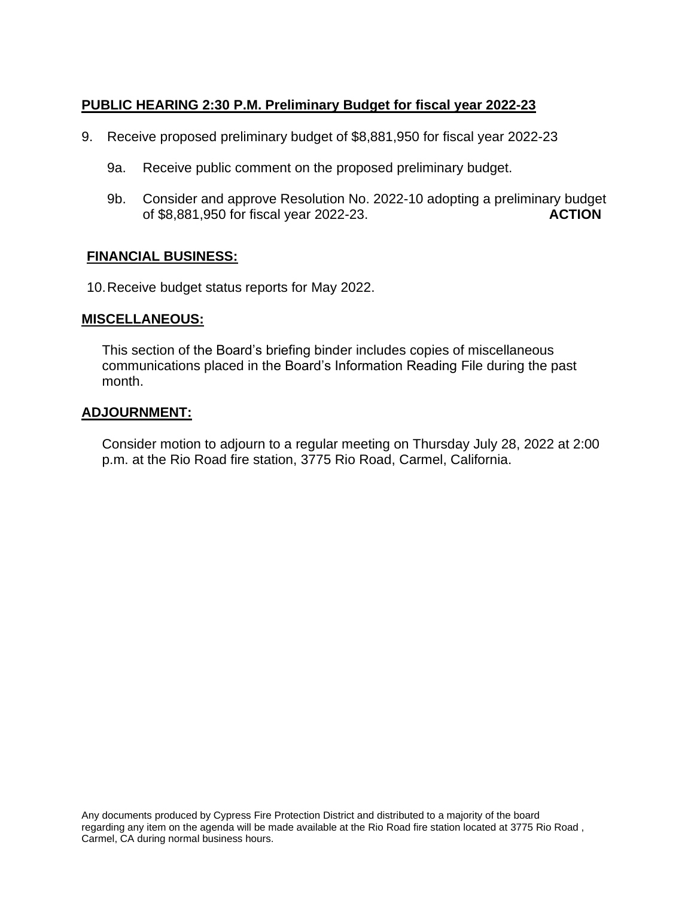**PUBLIC HEARING 2:30 P.M. Preliminary Budget for fiscal year 2022-23**

9. Receive proposed preliminary budget of $8,881,950 for fiscal year 2022-23

   9a. Receive public comment on the proposed preliminary budget.

   9b. Consider and approve Resolution No. 2022-10 adopting a preliminary budget of $8,881,950 for fiscal year 2022-23. **ACTION**

**FINANCIAL BUSINESS:**

10. Receive budget status reports for May 2022.

**MISCELLANEOUS:**

This section of the Board's briefing binder includes copies of miscellaneous communications placed in the Board's Information Reading File during the past month.

**ADJOURNMENT:**

Consider motion to adjourn to a regular meeting on Thursday July 28, 2022 at 2:00 p.m. at the Rio Road fire station, 3775 Rio Road, Carmel, California.

Any documents produced by Cypress Fire Protection District and distributed to a majority of the board regarding any item on the agenda will be made available at the Rio Road fire station located at 3775 Rio Road , Carmel, CA during normal business hours.